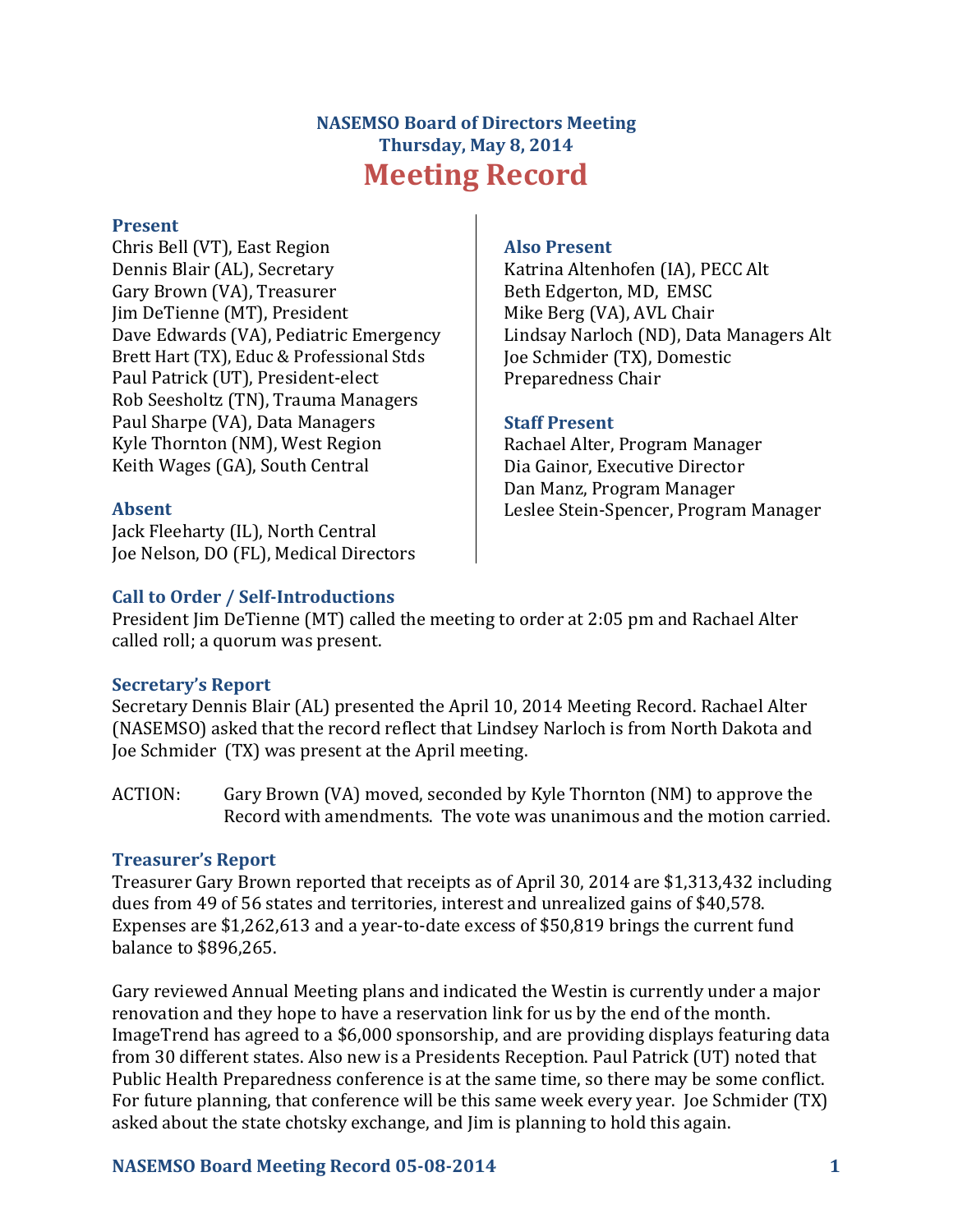# NASEMSO Board of Directors Meeting
## Thursday, May 8, 2014
# Meeting Record

### Present
Chris Bell (VT), East Region
Dennis Blair (AL), Secretary
Gary Brown (VA), Treasurer
Jim DeTienne (MT), President
Dave Edwards (VA), Pediatric Emergency
Brett Hart (TX), Educ & Professional Stds
Paul Patrick (UT), President-elect
Rob Seesholtz (TN), Trauma Managers
Paul Sharpe (VA), Data Managers
Kyle Thornton (NM), West Region
Keith Wages (GA), South Central

### Absent
Jack Fleeharty (IL), North Central
Joe Nelson, DO (FL), Medical Directors

### Also Present
Katrina Altenhofen (IA), PECC Alt
Beth Edgerton, MD, EMSC
Mike Berg (VA), AVL Chair
Lindsay Narloch (ND), Data Managers Alt
Joe Schmider (TX), Domestic Preparedness Chair

### Staff Present
Rachael Alter, Program Manager
Dia Gainor, Executive Director
Dan Manz, Program Manager
Leslee Stein-Spencer, Program Manager

### Call to Order / Self-Introductions
President Jim DeTienne (MT) called the meeting to order at 2:05 pm and Rachael Alter called roll; a quorum was present.

### Secretary's Report
Secretary Dennis Blair (AL) presented the April 10, 2014 Meeting Record. Rachael Alter (NASEMSO) asked that the record reflect that Lindsey Narloch is from North Dakota and Joe Schmider (TX) was present at the April meeting.

ACTION: Gary Brown (VA) moved, seconded by Kyle Thornton (NM) to approve the Record with amendments. The vote was unanimous and the motion carried.

### Treasurer's Report
Treasurer Gary Brown reported that receipts as of April 30, 2014 are $1,313,432 including dues from 49 of 56 states and territories, interest and unrealized gains of $40,578. Expenses are $1,262,613 and a year-to-date excess of $50,819 brings the current fund balance to $896,265.

Gary reviewed Annual Meeting plans and indicated the Westin is currently under a major renovation and they hope to have a reservation link for us by the end of the month. ImageTrend has agreed to a $6,000 sponsorship, and are providing displays featuring data from 30 different states. Also new is a Presidents Reception. Paul Patrick (UT) noted that Public Health Preparedness conference is at the same time, so there may be some conflict. For future planning, that conference will be this same week every year. Joe Schmider (TX) asked about the state chotsky exchange, and Jim is planning to hold this again.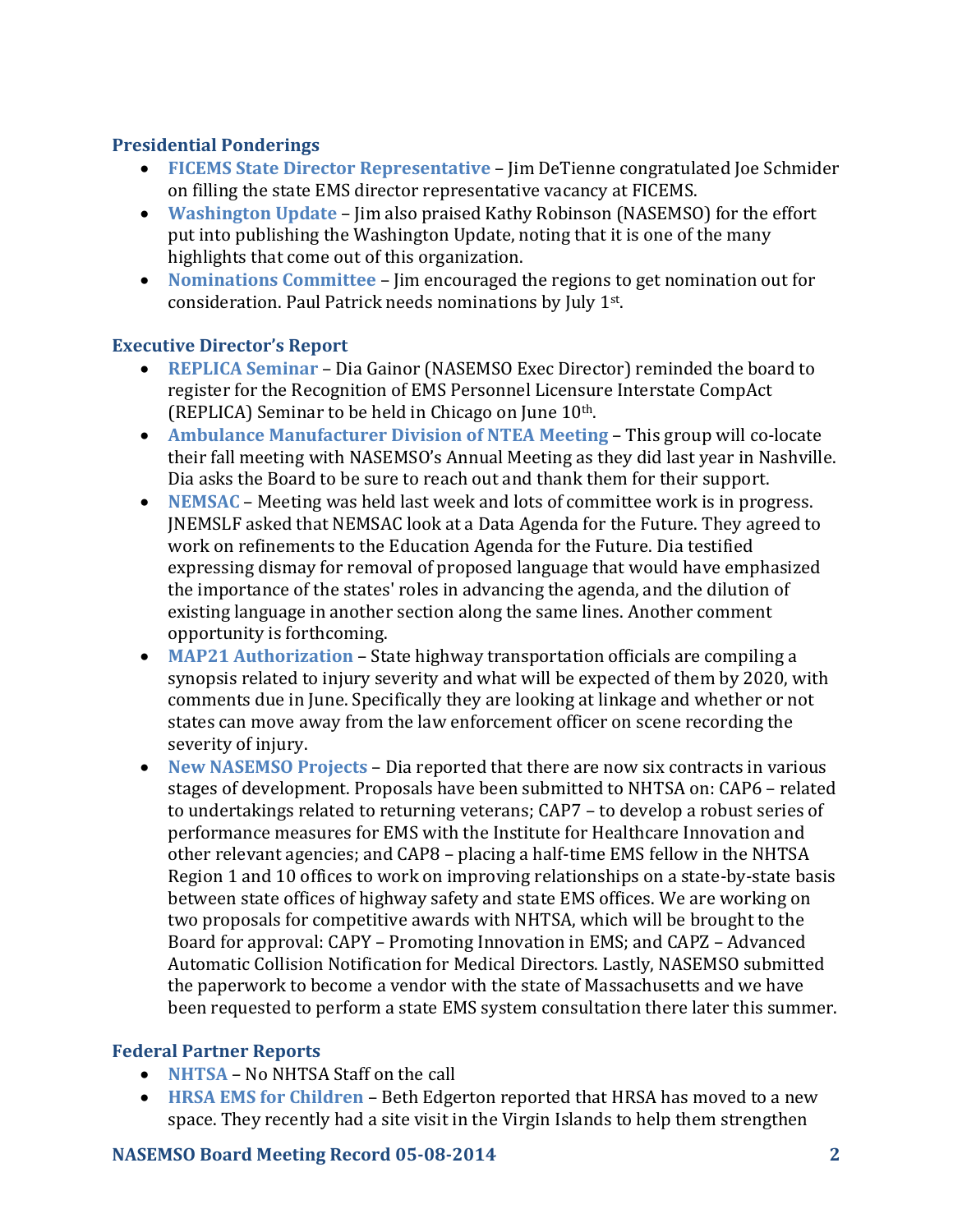## Presidential Ponderings

- **FICEMS State Director Representative** – Jim DeTienne congratulated Joe Schmider on filling the state EMS director representative vacancy at FICEMS.
- **Washington Update** – Jim also praised Kathy Robinson (NASEMSO) for the effort put into publishing the Washington Update, noting that it is one of the many highlights that come out of this organization.
- **Nominations Committee** – Jim encouraged the regions to get nomination out for consideration. Paul Patrick needs nominations by July 1st.

## Executive Director's Report

- **REPLICA Seminar** – Dia Gainor (NASEMSO Exec Director) reminded the board to register for the Recognition of EMS Personnel Licensure Interstate CompAct (REPLICA) Seminar to be held in Chicago on June 10th.
- **Ambulance Manufacturer Division of NTEA Meeting** – This group will co-locate their fall meeting with NASEMSO's Annual Meeting as they did last year in Nashville. Dia asks the Board to be sure to reach out and thank them for their support.
- **NEMSAC** – Meeting was held last week and lots of committee work is in progress. JNEMSLF asked that NEMSAC look at a Data Agenda for the Future. They agreed to work on refinements to the Education Agenda for the Future. Dia testified expressing dismay for removal of proposed language that would have emphasized the importance of the states' roles in advancing the agenda, and the dilution of existing language in another section along the same lines. Another comment opportunity is forthcoming.
- **MAP21 Authorization** – State highway transportation officials are compiling a synopsis related to injury severity and what will be expected of them by 2020, with comments due in June. Specifically they are looking at linkage and whether or not states can move away from the law enforcement officer on scene recording the severity of injury.
- **New NASEMSO Projects** – Dia reported that there are now six contracts in various stages of development. Proposals have been submitted to NHTSA on: CAP6 – related to undertakings related to returning veterans; CAP7 – to develop a robust series of performance measures for EMS with the Institute for Healthcare Innovation and other relevant agencies; and CAP8 – placing a half-time EMS fellow in the NHTSA Region 1 and 10 offices to work on improving relationships on a state-by-state basis between state offices of highway safety and state EMS offices. We are working on two proposals for competitive awards with NHTSA, which will be brought to the Board for approval: CAPY – Promoting Innovation in EMS; and CAPZ – Advanced Automatic Collision Notification for Medical Directors. Lastly, NASEMSO submitted the paperwork to become a vendor with the state of Massachusetts and we have been requested to perform a state EMS system consultation there later this summer.

## Federal Partner Reports

- **NHTSA** – No NHTSA Staff on the call
- **HRSA EMS for Children** – Beth Edgerton reported that HRSA has moved to a new space. They recently had a site visit in the Virgin Islands to help them strengthen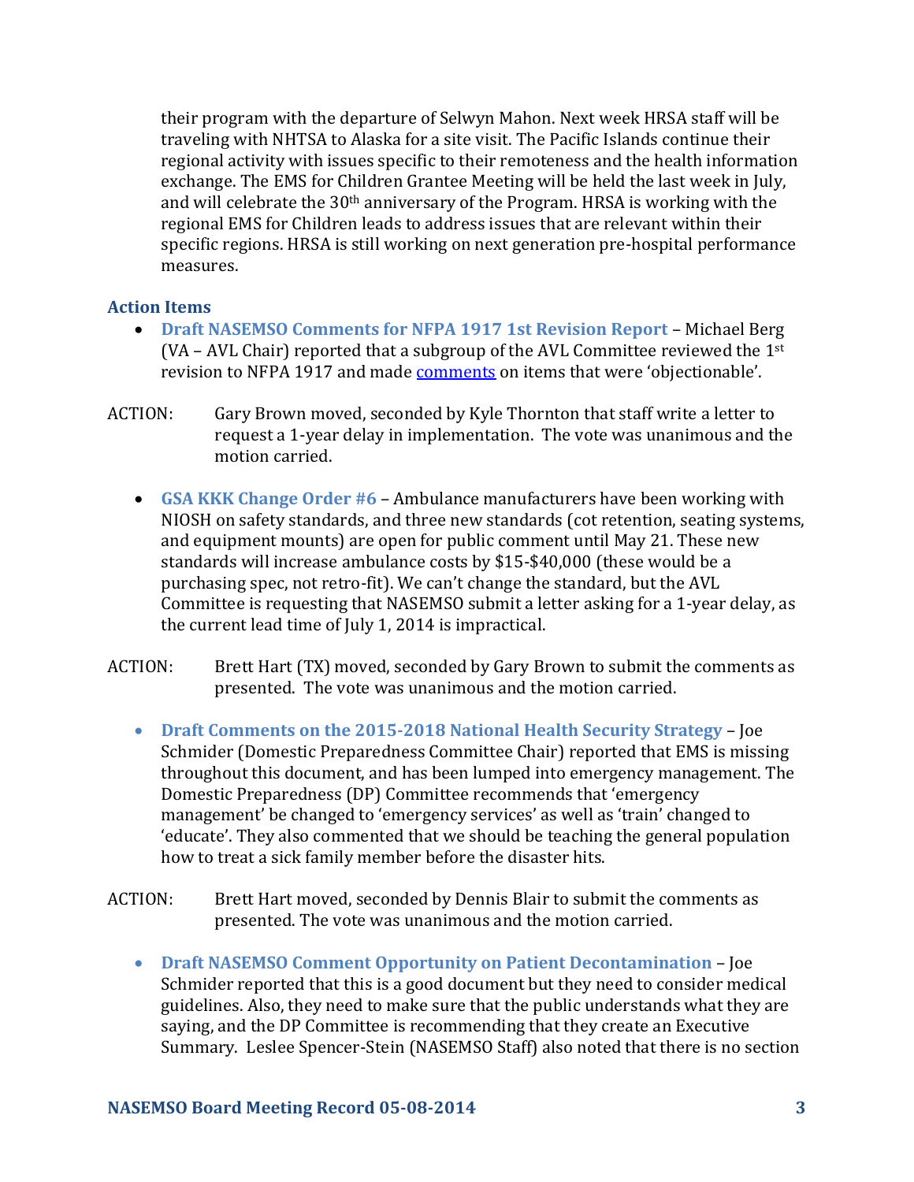their program with the departure of Selwyn Mahon. Next week HRSA staff will be traveling with NHTSA to Alaska for a site visit. The Pacific Islands continue their regional activity with issues specific to their remoteness and the health information exchange. The EMS for Children Grantee Meeting will be held the last week in July, and will celebrate the 30th anniversary of the Program. HRSA is working with the regional EMS for Children leads to address issues that are relevant within their specific regions. HRSA is still working on next generation pre-hospital performance measures.

### Action Items

- **Draft NASEMSO Comments for NFPA 1917 1st Revision Report** – Michael Berg (VA – AVL Chair) reported that a subgroup of the AVL Committee reviewed the 1st revision to NFPA 1917 and made comments on items that were 'objectionable'.

ACTION: Gary Brown moved, seconded by Kyle Thornton that staff write a letter to request a 1-year delay in implementation. The vote was unanimous and the motion carried.

- **GSA KKK Change Order #6** – Ambulance manufacturers have been working with NIOSH on safety standards, and three new standards (cot retention, seating systems, and equipment mounts) are open for public comment until May 21. These new standards will increase ambulance costs by $15-$40,000 (these would be a purchasing spec, not retro-fit). We can't change the standard, but the AVL Committee is requesting that NASEMSO submit a letter asking for a 1-year delay, as the current lead time of July 1, 2014 is impractical.

ACTION: Brett Hart (TX) moved, seconded by Gary Brown to submit the comments as presented. The vote was unanimous and the motion carried.

- **Draft Comments on the 2015-2018 National Health Security Strategy** – Joe Schmider (Domestic Preparedness Committee Chair) reported that EMS is missing throughout this document, and has been lumped into emergency management. The Domestic Preparedness (DP) Committee recommends that 'emergency management' be changed to 'emergency services' as well as 'train' changed to 'educate'. They also commented that we should be teaching the general population how to treat a sick family member before the disaster hits.

ACTION: Brett Hart moved, seconded by Dennis Blair to submit the comments as presented. The vote was unanimous and the motion carried.

- **Draft NASEMSO Comment Opportunity on Patient Decontamination** – Joe Schmider reported that this is a good document but they need to consider medical guidelines. Also, they need to make sure that the public understands what they are saying, and the DP Committee is recommending that they create an Executive Summary. Leslee Spencer-Stein (NASEMSO Staff) also noted that there is no section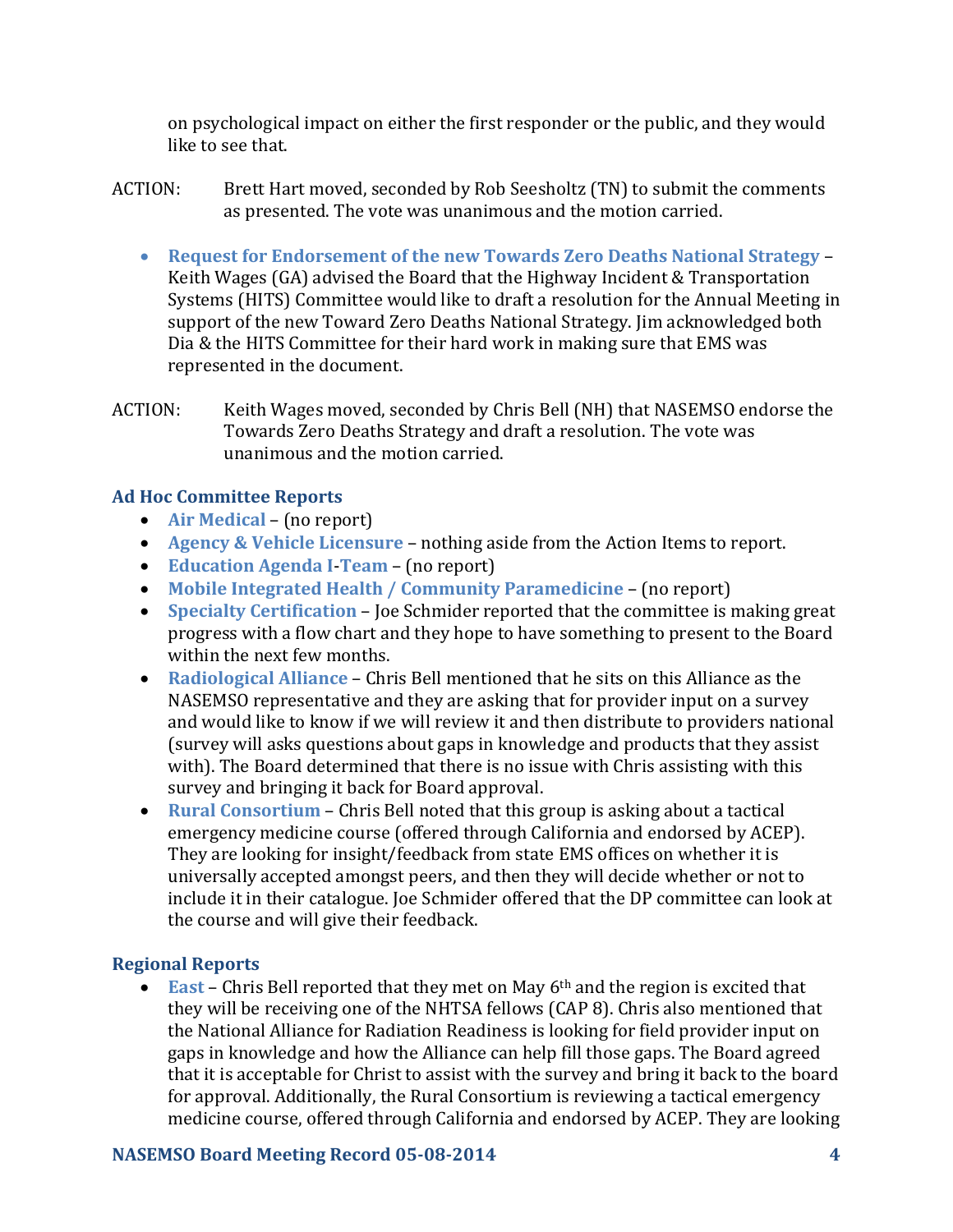on psychological impact on either the first responder or the public, and they would like to see that.

ACTION: Brett Hart moved, seconded by Rob Seesholtz (TN) to submit the comments as presented. The vote was unanimous and the motion carried.

- **Request for Endorsement of the new Towards Zero Deaths National Strategy** – Keith Wages (GA) advised the Board that the Highway Incident & Transportation Systems (HITS) Committee would like to draft a resolution for the Annual Meeting in support of the new Toward Zero Deaths National Strategy. Jim acknowledged both Dia & the HITS Committee for their hard work in making sure that EMS was represented in the document.

ACTION: Keith Wages moved, seconded by Chris Bell (NH) that NASEMSO endorse the Towards Zero Deaths Strategy and draft a resolution. The vote was unanimous and the motion carried.

### Ad Hoc Committee Reports

- **Air Medical** – (no report)
- **Agency & Vehicle Licensure** – nothing aside from the Action Items to report.
- **Education Agenda I-Team** – (no report)
- **Mobile Integrated Health / Community Paramedicine** – (no report)
- **Specialty Certification** – Joe Schmider reported that the committee is making great progress with a flow chart and they hope to have something to present to the Board within the next few months.
- **Radiological Alliance** – Chris Bell mentioned that he sits on this Alliance as the NASEMSO representative and they are asking that for provider input on a survey and would like to know if we will review it and then distribute to providers national (survey will asks questions about gaps in knowledge and products that they assist with). The Board determined that there is no issue with Chris assisting with this survey and bringing it back for Board approval.
- **Rural Consortium** – Chris Bell noted that this group is asking about a tactical emergency medicine course (offered through California and endorsed by ACEP). They are looking for insight/feedback from state EMS offices on whether it is universally accepted amongst peers, and then they will decide whether or not to include it in their catalogue. Joe Schmider offered that the DP committee can look at the course and will give their feedback.

### Regional Reports

- **East** – Chris Bell reported that they met on May 6th and the region is excited that they will be receiving one of the NHTSA fellows (CAP 8). Chris also mentioned that the National Alliance for Radiation Readiness is looking for field provider input on gaps in knowledge and how the Alliance can help fill those gaps. The Board agreed that it is acceptable for Christ to assist with the survey and bring it back to the board for approval. Additionally, the Rural Consortium is reviewing a tactical emergency medicine course, offered through California and endorsed by ACEP. They are looking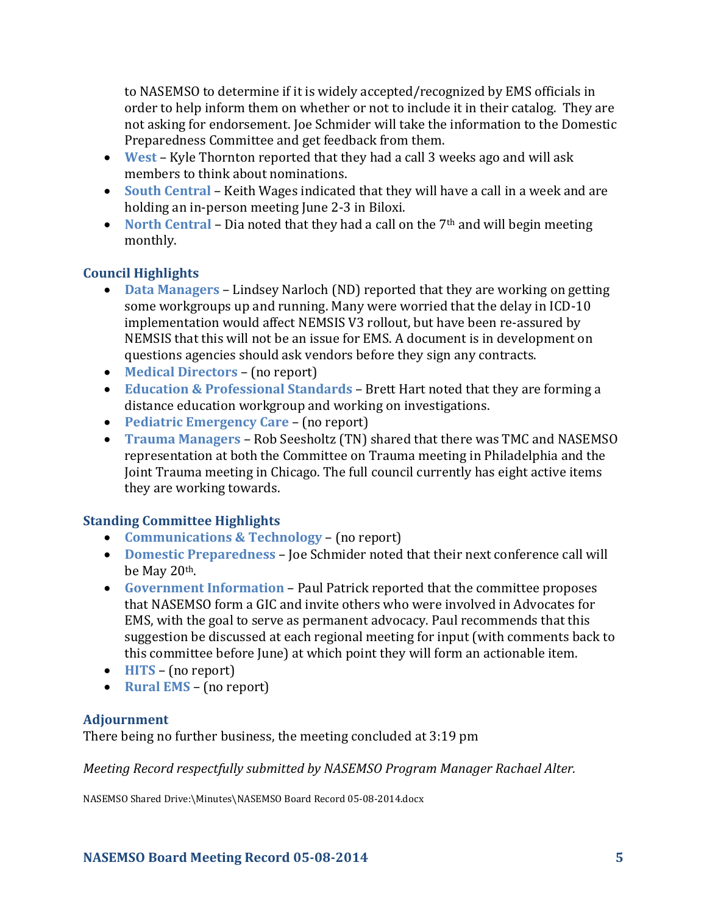to NASEMSO to determine if it is widely accepted/recognized by EMS officials in order to help inform them on whether or not to include it in their catalog. They are not asking for endorsement. Joe Schmider will take the information to the Domestic Preparedness Committee and get feedback from them.

- **West** – Kyle Thornton reported that they had a call 3 weeks ago and will ask members to think about nominations.
- **South Central** – Keith Wages indicated that they will have a call in a week and are holding an in-person meeting June 2-3 in Biloxi.
- **North Central** – Dia noted that they had a call on the 7th and will begin meeting monthly.

### Council Highlights

- **Data Managers** – Lindsey Narloch (ND) reported that they are working on getting some workgroups up and running. Many were worried that the delay in ICD-10 implementation would affect NEMSIS V3 rollout, but have been re-assured by NEMSIS that this will not be an issue for EMS. A document is in development on questions agencies should ask vendors before they sign any contracts.
- **Medical Directors** – (no report)
- **Education & Professional Standards** – Brett Hart noted that they are forming a distance education workgroup and working on investigations.
- **Pediatric Emergency Care** – (no report)
- **Trauma Managers** – Rob Seesholtz (TN) shared that there was TMC and NASEMSO representation at both the Committee on Trauma meeting in Philadelphia and the Joint Trauma meeting in Chicago. The full council currently has eight active items they are working towards.

### Standing Committee Highlights

- **Communications & Technology** – (no report)
- **Domestic Preparedness** – Joe Schmider noted that their next conference call will be May 20th.
- **Government Information** – Paul Patrick reported that the committee proposes that NASEMSO form a GIC and invite others who were involved in Advocates for EMS, with the goal to serve as permanent advocacy. Paul recommends that this suggestion be discussed at each regional meeting for input (with comments back to this committee before June) at which point they will form an actionable item.
- **HITS** – (no report)
- **Rural EMS** – (no report)

### Adjournment

There being no further business, the meeting concluded at 3:19 pm

*Meeting Record respectfully submitted by NASEMSO Program Manager Rachael Alter.*

NASEMSO Shared Drive:\Minutes\NASEMSO Board Record 05-08-2014.docx